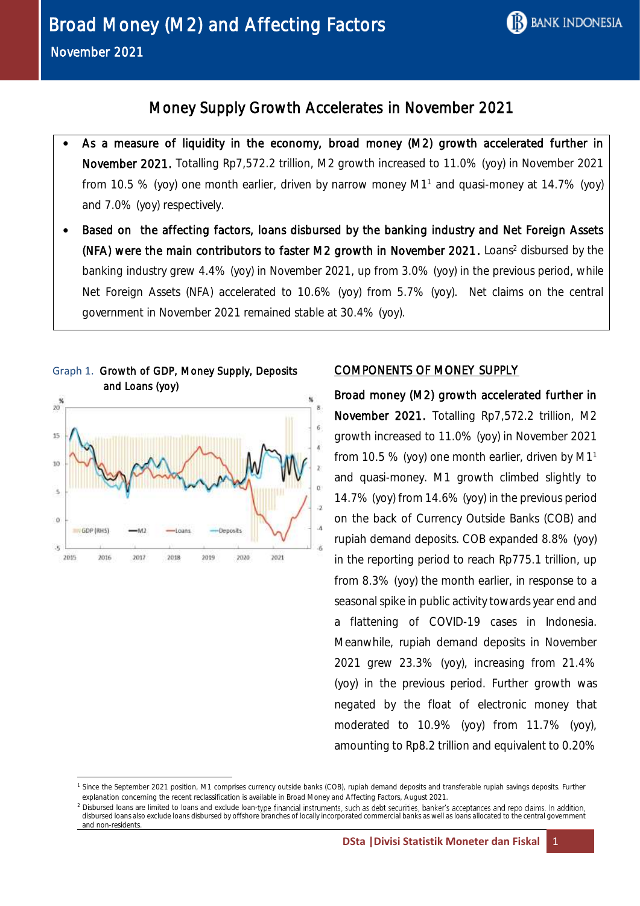# Broad Money (M2) and Affecting Factors

November 2021

## Money Supply Growth Accelerates in November 2021

- **As a measure of liquidity in the economy, broad money (M2) growth accelerated further in November 2021.** Totalling Rp7,572.2 trillion, M2 growth increased to 11.0% (yoy) in November 2021 from 10.5 % (yoy) one month earlier, driven by narrow money M1[1] and quasi-money at 14.7% (yoy) and 7.0% (yoy) respectively.
- **Based on the affecting factors, loans disbursed by the banking industry and Net Foreign Assets (NFA) were the main contributors to faster M2 growth in November 2021.** Loans[2] disbursed by the banking industry grew 4.4% (yoy) in November 2021, up from 3.0% (yoy) in the previous period, while Net Foreign Assets (NFA) accelerated to 10.6% (yoy) from 5.7% (yoy). Net claims on the central government in November 2021 remained stable at 30.4% (yoy).

Graph 1. **Growth of GDP, Money Supply, Deposits and Loans (yoy)**

### COMPONENTS OF MONEY SUPPLY

**Broad money (M2) growth accelerated further in November 2021.** Totalling Rp7,572.2 trillion, M2 growth increased to 11.0% (yoy) in November 2021 from 10.5 % (yoy) one month earlier, driven by M1[1] and quasi-money. M1 growth climbed slightly to 14.7% (yoy) from 14.6% (yoy) in the previous period on the back of Currency Outside Banks (COB) and rupiah demand deposits. COB expanded 8.8% (yoy) in the reporting period to reach Rp775.1 trillion, up from 8.3% (yoy) the month earlier, in response to a seasonal spike in public activity towards year end and a flattening of COVID-19 cases in Indonesia. Meanwhile, rupiah demand deposits in November 2021 grew 23.3% (yoy), increasing from 21.4% (yoy) in the previous period. Further growth was negated by the float of electronic money that moderated to 10.9% (yoy) from 11.7% (yoy), amounting to Rp8.2 trillion and equivalent to 0.20%

---

[1] Since the September 2021 position, M1 comprises currency outside banks (COB), rupiah demand deposits and transferable rupiah savings deposits. Further explanation concerning the recent reclassification is available in Broad Money and Affecting Factors, August 2021.

[2] Disbursed loans are limited to loans and exclude loan-type financial instruments, such as debt securities, banker's acceptances and repo claims. In addition, disbursed loans also exclude loans disbursed by offshore branches of locally incorporated commercial banks as well as loans allocated to the central government and non-residents.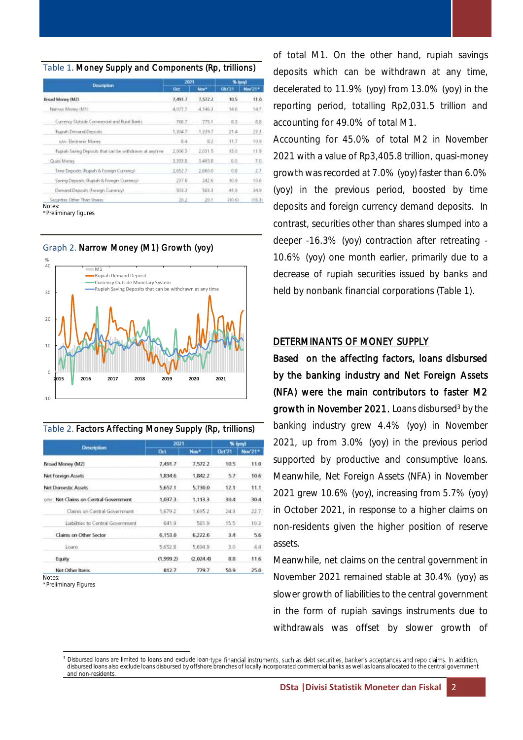Table 1. **Money Supply and Components (Rp, trillions)**

| Description | 2021 | | % (yoy) | |
|---|---|---|---|---|
| | Oct | Nov* | Oct'21 | Nov'21* |
| Broad Money (M2) | 7,491.7 | 7,572.2 | 10.5 | 11.0 |
| Narrow Money (M1) | 4,077.7 | 4,146.3 | 14.6 | 14.7 |
| Currency Outside Commercial and Rural Banks | 766.7 | 775.1 | 8.3 | 8.8 |
| Rupiah Demand Deposits | 1,304.7 | 1,339.7 | 21.4 | 23.3 |
| o/w: Electronic Money | 8.4 | 8.2 | 11.7 | 10.9 |
| Rupiah Saving Deposits that can be withdrawn at anytime | 2,006.3 | 2,031.5 | 13.0 | 11.9 |
| Quasi Money | 3,393.8 | 3,405.8 | 6.0 | 7.0 |
| Time Deposits (Rupiah & Foreign Currency) | 2,652.7 | 2,660.0 | 0.8 | 2.7 |
| Saving Deposits (Rupiah & Foreign Currency) | 237.8 | 242.6 | 10.9 | 10.6 |
| Demand Deposits (Foreign Currency) | 503.3 | 503.3 | 41.9 | 34.9 |
| Securities Other Than Shares | 20.2 | 20.1 | (10.6) | (16.3) |

Notes:
*Preliminary figures

Graph 2. **Narrow Money (M1) Growth (yoy)**

Table 2. **Factors Affecting Money Supply (Rp, trillions)**

| Description | 2021 | | % (yoy) | |
|---|---|---|---|---|
| | Oct | Nov* | Oct'21 | Nov'21* |
| Broad Money (M2) | 7,491.7 | 7,572.2 | 10.5 | 11.0 |
| Net Foreign Assets | 1,834.6 | 1,842.2 | 5.7 | 10.6 |
| Net Domestic Assets | 5,657.1 | 5,730.0 | 12.1 | 11.1 |
| o/w: Net Claims on Central Government | 1,037.3 | 1,113.3 | 30.4 | 30.4 |
| Claims on Central Government | 1,679.2 | 1,695.2 | 24.3 | 22.7 |
| Liabilities to Central Government | 641.9 | 581.9 | 15.5 | 10.3 |
| Claims on Other Sector | 6,153.0 | 6,222.6 | 3.4 | 5.6 |
| Loans | 5,652.8 | 5,694.9 | 3.0 | 4.4 |
| Equity | (1,999.2) | (2,024.4) | 8.8 | 11.6 |
| Net Other Items | 812.7 | 779.7 | 50.9 | 25.0 |

Notes:
*Preliminary Figures

of total M1. On the other hand, rupiah savings deposits which can be withdrawn at any time, decelerated to 11.9% (yoy) from 13.0% (yoy) in the reporting period, totalling Rp2,031.5 trillion and accounting for 49.0% of total M1.

Accounting for 45.0% of total M2 in November 2021 with a value of Rp3,405.8 trillion, quasi-money growth was recorded at 7.0% (yoy) faster than 6.0% (yoy) in the previous period, boosted by time deposits and foreign currency demand deposits. In contrast, securities other than shares slumped into a deeper -16.3% (yoy) contraction after retreating -10.6% (yoy) one month earlier, primarily due to a decrease of rupiah securities issued by banks and held by nonbank financial corporations (Table 1).

## DETERMINANTS OF MONEY SUPPLY

**Based on the affecting factors, loans disbursed by the banking industry and Net Foreign Assets (NFA) were the main contributors to faster M2 growth in November 2021.** Loans disbursed[3] by the banking industry grew 4.4% (yoy) in November 2021, up from 3.0% (yoy) in the previous period supported by productive and consumptive loans. Meanwhile, Net Foreign Assets (NFA) in November 2021 grew 10.6% (yoy), increasing from 5.7% (yoy) in October 2021, in response to a higher claims on non-residents given the higher position of reserve assets.

Meanwhile, net claims on the central government in November 2021 remained stable at 30.4% (yoy) as slower growth of liabilities to the central government in the form of rupiah savings instruments due to withdrawals was offset by slower growth of

[3] Disbursed loans are limited to loans and exclude loan-type financial instruments, such as debt securities, banker's acceptances and repo claims. In addition, disbursed loans also exclude loans disbursed by offshore branches of locally incorporated commercial banks as well as loans allocated to the central government and non-residents.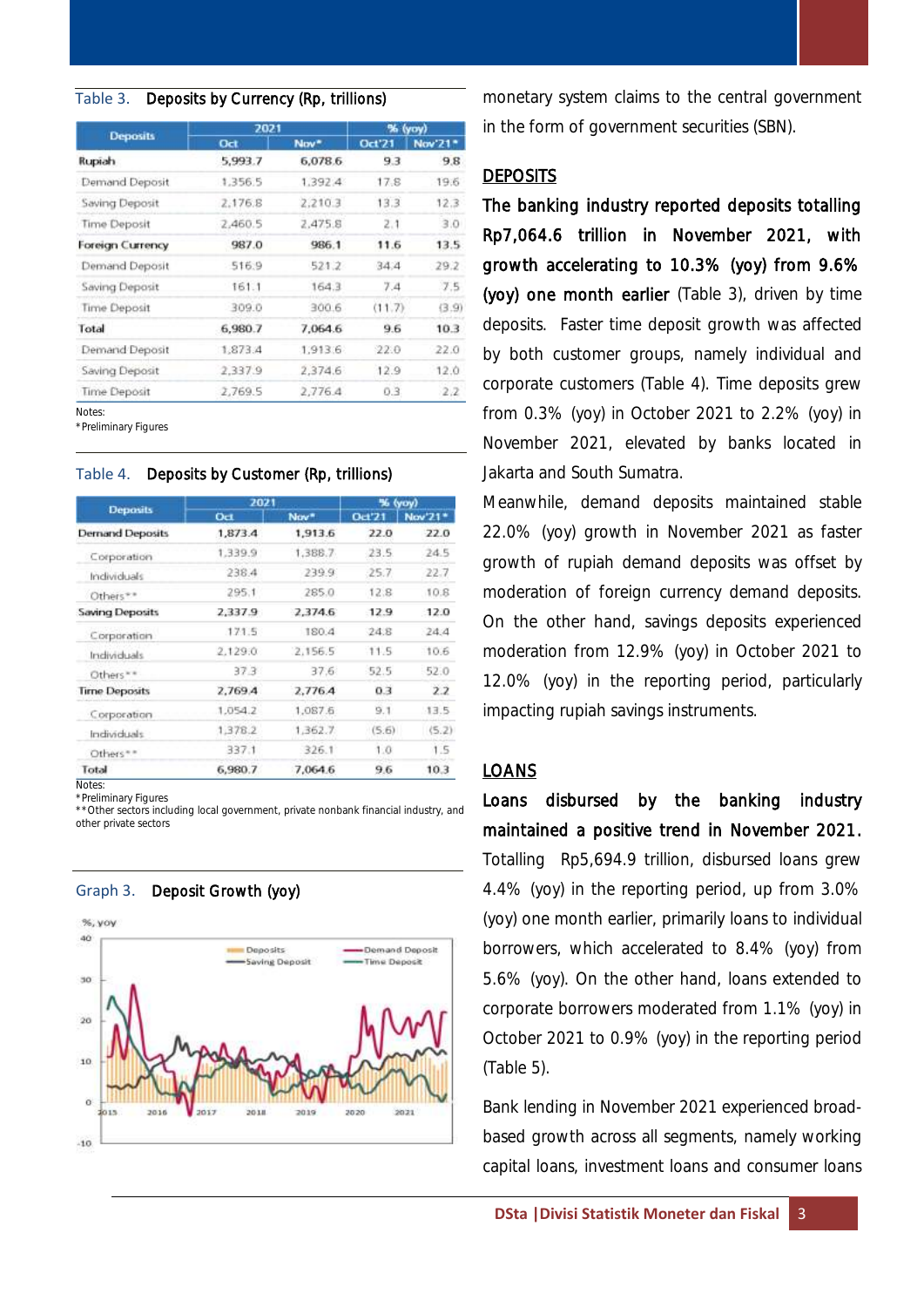Table 3. **Deposits by Currency (Rp, trillions)**

| Deposits | 2021 | | % (yoy) | |
|---|---|---|---|---|
| | Oct | Nov* | Oct'21 | Nov'21* |
| **Rupiah** | **5,993.7** | **6,078.6** | **9.3** | **9.8** |
| Demand Deposit | 1,356.5 | 1,392.4 | 17.8 | 19.6 |
| Saving Deposit | 2,176.8 | 2,210.3 | 13.3 | 12.3 |
| Time Deposit | 2,460.5 | 2,475.8 | 2.1 | 3.0 |
| **Foreign Currency** | **987.0** | **986.1** | **11.6** | **13.5** |
| Demand Deposit | 516.9 | 521.2 | 34.4 | 29.2 |
| Saving Deposit | 161.1 | 164.3 | 7.4 | 7.5 |
| Time Deposit | 309.0 | 300.6 | (11.7) | (3.9) |
| **Total** | **6,980.7** | **7,064.6** | **9.6** | **10.3** |
| Demand Deposit | 1,873.4 | 1,913.6 | 22.0 | 22.0 |
| Saving Deposit | 2,337.9 | 2,374.6 | 12.9 | 12.0 |
| Time Deposit | 2,769.5 | 2,776.4 | 0.3 | 2.2 |

Notes:
*Preliminary Figures

Table 4. **Deposits by Customer (Rp, trillions)**

| Deposits | 2021 | | % (yoy) | |
|---|---|---|---|---|
| | Oct | Nov* | Oct'21 | Nov'21* |
| **Demand Deposits** | **1,873.4** | **1,913.6** | **22.0** | **22.0** |
| Corporation | 1,339.9 | 1,388.7 | 23.5 | 24.5 |
| Individuals | 238.4 | 239.9 | 25.7 | 22.7 |
| Others** | 295.1 | 285.0 | 12.8 | 10.8 |
| **Saving Deposits** | **2,337.9** | **2,374.6** | **12.9** | **12.0** |
| Corporation | 171.5 | 180.4 | 24.8 | 24.4 |
| Individuals | 2,129.0 | 2,156.5 | 11.5 | 10.6 |
| Others** | 37.3 | 37.6 | 52.5 | 52.0 |
| **Time Deposits** | **2,769.4** | **2,776.4** | **0.3** | **2.2** |
| Corporation | 1,054.2 | 1,087.6 | 9.1 | 13.5 |
| Individuals | 1,378.2 | 1,362.7 | (5.6) | (5.2) |
| Others** | 337.1 | 326.1 | 1.0 | 1.5 |
| **Total** | **6,980.7** | **7,064.6** | **9.6** | **10.3** |

Notes:
*Preliminary Figures
**Other sectors including local government, private nonbank financial industry, and other private sectors

Graph 3. **Deposit Growth (yoy)**

monetary system claims to the central government in the form of government securities (SBN).

## DEPOSITS

**The banking industry reported deposits totalling Rp7,064.6 trillion in November 2021, with growth accelerating to 10.3% (yoy) from 9.6% (yoy) one month earlier** (Table 3), driven by time deposits. Faster time deposit growth was affected by both customer groups, namely individual and corporate customers (Table 4). Time deposits grew from 0.3% (yoy) in October 2021 to 2.2% (yoy) in November 2021, elevated by banks located in Jakarta and South Sumatra.

Meanwhile, demand deposits maintained stable 22.0% (yoy) growth in November 2021 as faster growth of rupiah demand deposits was offset by moderation of foreign currency demand deposits. On the other hand, savings deposits experienced moderation from 12.9% (yoy) in October 2021 to 12.0% (yoy) in the reporting period, particularly impacting rupiah savings instruments.

## LOANS

**Loans disbursed by the banking industry maintained a positive trend in November 2021.** Totalling Rp5,694.9 trillion, disbursed loans grew 4.4% (yoy) in the reporting period, up from 3.0% (yoy) one month earlier, primarily loans to individual borrowers, which accelerated to 8.4% (yoy) from 5.6% (yoy). On the other hand, loans extended to corporate borrowers moderated from 1.1% (yoy) in October 2021 to 0.9% (yoy) in the reporting period (Table 5).

Bank lending in November 2021 experienced broad-based growth across all segments, namely working capital loans, investment loans and consumer loans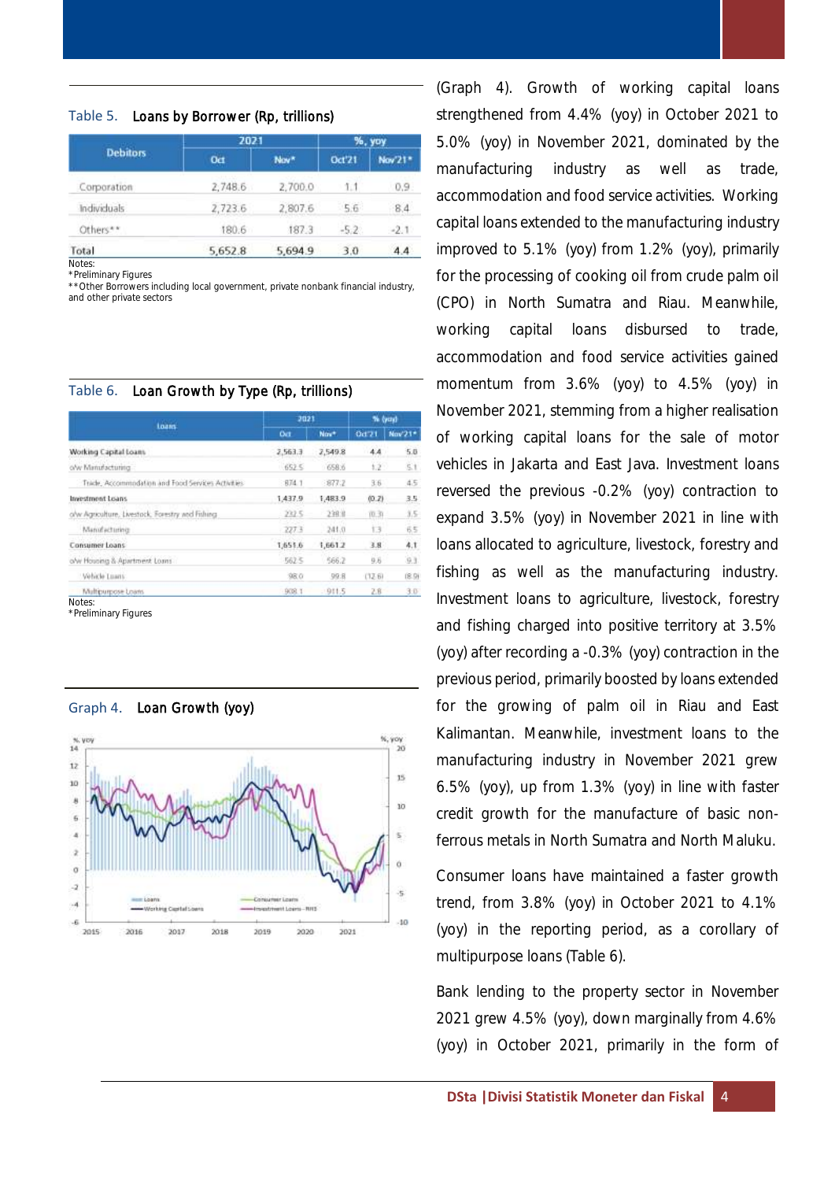Table 5. **Loans by Borrower (Rp, trillions)**

| Debitors | 2021 | | %, yoy | |
|---|---|---|---|---|
| | Oct | Nov* | Oct'21 | Nov'21* |
| Corporation | 2,748.6 | 2,700.0 | 1.1 | 0.9 |
| Individuals | 2,723.6 | 2,807.6 | 5.6 | 8.4 |
| Others** | 180.6 | 187.3 | -5.2 | -2.1 |
| Total | 5,652.8 | 5,694.9 | 3.0 | 4.4 |

Notes:
*Preliminary Figures
**Other Borrowers including local government, private nonbank financial industry, and other private sectors

Table 6. **Loan Growth by Type (Rp, trillions)**

| Loans | 2021 | | % (yoy) | |
|---|---|---|---|---|
| | Oct | Nov* | Oct'21 | Nov'21* |
| Working Capital Loans | 2,563.3 | 2,549.8 | 4.4 | 5.0 |
| o/w Manufacturing | 652.5 | 658.6 | 1.2 | 5.1 |
| Trade, Accommodation and Food Services Activities | 874.1 | 877.2 | 3.6 | 4.5 |
| Investment Loans | 1,437.9 | 1,483.9 | (0.2) | 3.5 |
| o/w Agriculture, Livestock, Forestry and Fishing | 232.5 | 238.8 | (0.3) | 3.5 |
| Manufacturing | 227.3 | 241.0 | 1.3 | 6.5 |
| Consumer Loans | 1,651.6 | 1,661.2 | 3.8 | 4.1 |
| o/w Housing & Apartment Loans | 562.5 | 566.2 | 9.6 | 9.3 |
| Vehicle Loans | 98.0 | 99.8 | (12.6) | (8.9) |
| Multipurpose Loans | 908.1 | 911.5 | 2.8 | 3.0 |

Notes:
*Preliminary Figures

Graph 4. **Loan Growth (yoy)**

(Graph 4). Growth of working capital loans strengthened from 4.4% (yoy) in October 2021 to 5.0% (yoy) in November 2021, dominated by the manufacturing industry as well as trade, accommodation and food service activities. Working capital loans extended to the manufacturing industry improved to 5.1% (yoy) from 1.2% (yoy), primarily for the processing of cooking oil from crude palm oil (CPO) in North Sumatra and Riau. Meanwhile, working capital loans disbursed to trade, accommodation and food service activities gained momentum from 3.6% (yoy) to 4.5% (yoy) in November 2021, stemming from a higher realisation of working capital loans for the sale of motor vehicles in Jakarta and East Java. Investment loans reversed the previous -0.2% (yoy) contraction to expand 3.5% (yoy) in November 2021 in line with loans allocated to agriculture, livestock, forestry and fishing as well as the manufacturing industry. Investment loans to agriculture, livestock, forestry and fishing charged into positive territory at 3.5% (yoy) after recording a -0.3% (yoy) contraction in the previous period, primarily boosted by loans extended for the growing of palm oil in Riau and East Kalimantan. Meanwhile, investment loans to the manufacturing industry in November 2021 grew 6.5% (yoy), up from 1.3% (yoy) in line with faster credit growth for the manufacture of basic non-ferrous metals in North Sumatra and North Maluku.

Consumer loans have maintained a faster growth trend, from 3.8% (yoy) in October 2021 to 4.1% (yoy) in the reporting period, as a corollary of multipurpose loans (Table 6).

Bank lending to the property sector in November 2021 grew 4.5% (yoy), down marginally from 4.6% (yoy) in October 2021, primarily in the form of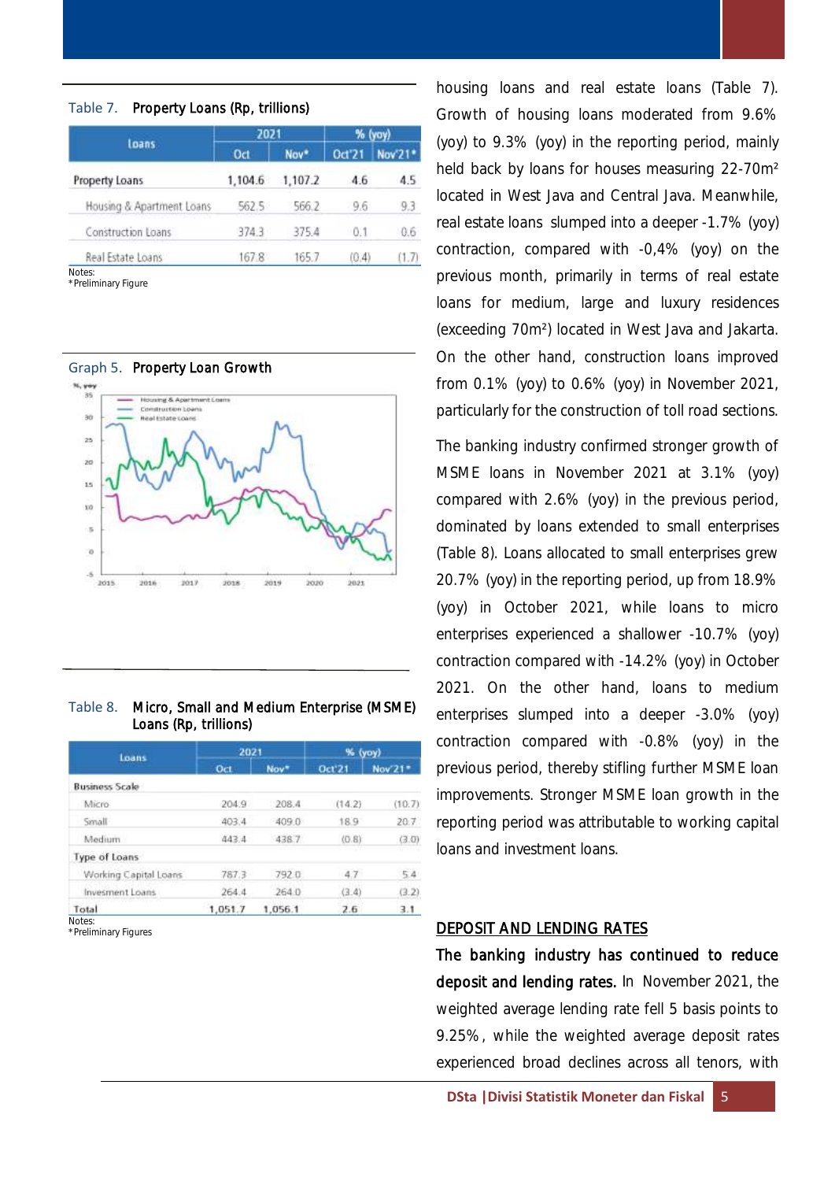Table 7. **Property Loans (Rp, trillions)**

| Loans | 2021 | | % (yoy) | |
|---|---|---|---|---|
| | Oct | Nov* | Oct'21 | Nov'21* |
| Property Loans | 1,104.6 | 1,107.2 | 4.6 | 4.5 |
| Housing & Apartment Loans | 562.5 | 566.2 | 9.6 | 9.3 |
| Construction Loans | 374.3 | 375.4 | 0.1 | 0.6 |
| Real Estate Loans | 167.8 | 165.7 | (0.4) | (1.7) |

Notes:
*Preliminary Figure

Graph 5. **Property Loan Growth**

Table 8. **Micro, Small and Medium Enterprise (MSME) Loans (Rp, trillions)**

| Loans | 2021 | | % (yoy) | |
|---|---|---|---|---|
| | Oct | Nov* | Oct'21 | Nov'21* |
| Business Scale | | | | |
| Micro | 204.9 | 208.4 | (14.2) | (10.7) |
| Small | 403.4 | 409.0 | 18.9 | 20.7 |
| Medium | 443.4 | 438.7 | (0.8) | (3.0) |
| Type of Loans | | | | |
| Working Capital Loans | 787.3 | 792.0 | 4.7 | 5.4 |
| Invesment Loans | 264.4 | 264.0 | (3.4) | (3.2) |
| Total | 1,051.7 | 1,056.1 | 2.6 | 3.1 |

Notes:
*Preliminary Figures

housing loans and real estate loans (Table 7). Growth of housing loans moderated from 9.6% (yoy) to 9.3% (yoy) in the reporting period, mainly held back by loans for houses measuring 22-70m² located in West Java and Central Java. Meanwhile, real estate loans slumped into a deeper -1.7% (yoy) contraction, compared with -0,4% (yoy) on the previous month, primarily in terms of real estate loans for medium, large and luxury residences (exceeding 70m²) located in West Java and Jakarta. On the other hand, construction loans improved from 0.1% (yoy) to 0.6% (yoy) in November 2021, particularly for the construction of toll road sections.

The banking industry confirmed stronger growth of MSME loans in November 2021 at 3.1% (yoy) compared with 2.6% (yoy) in the previous period, dominated by loans extended to small enterprises (Table 8). Loans allocated to small enterprises grew 20.7% (yoy) in the reporting period, up from 18.9% (yoy) in October 2021, while loans to micro enterprises experienced a shallower -10.7% (yoy) contraction compared with -14.2% (yoy) in October 2021. On the other hand, loans to medium enterprises slumped into a deeper -3.0% (yoy) contraction compared with -0.8% (yoy) in the previous period, thereby stifling further MSME loan improvements. Stronger MSME loan growth in the reporting period was attributable to working capital loans and investment loans.

## DEPOSIT AND LENDING RATES

**The banking industry has continued to reduce deposit and lending rates.** In November 2021, the weighted average lending rate fell 5 basis points to 9.25%, while the weighted average deposit rates experienced broad declines across all tenors, with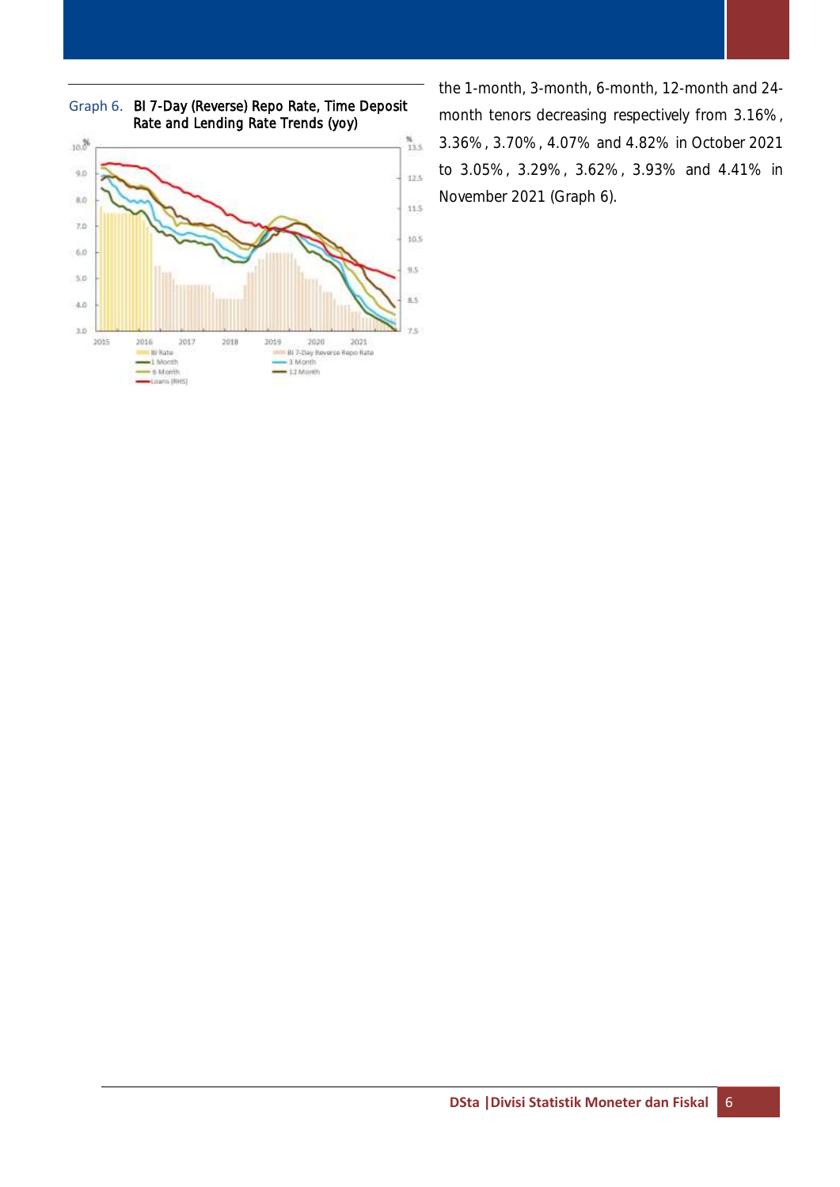Graph 6. BI 7-Day (Reverse) Repo Rate, Time Deposit Rate and Lending Rate Trends (yoy)

the 1-month, 3-month, 6-month, 12-month and 24-month tenors decreasing respectively from 3.16%, 3.36%, 3.70%, 4.07% and 4.82% in October 2021 to 3.05%, 3.29%, 3.62%, 3.93% and 4.41% in November 2021 (Graph 6).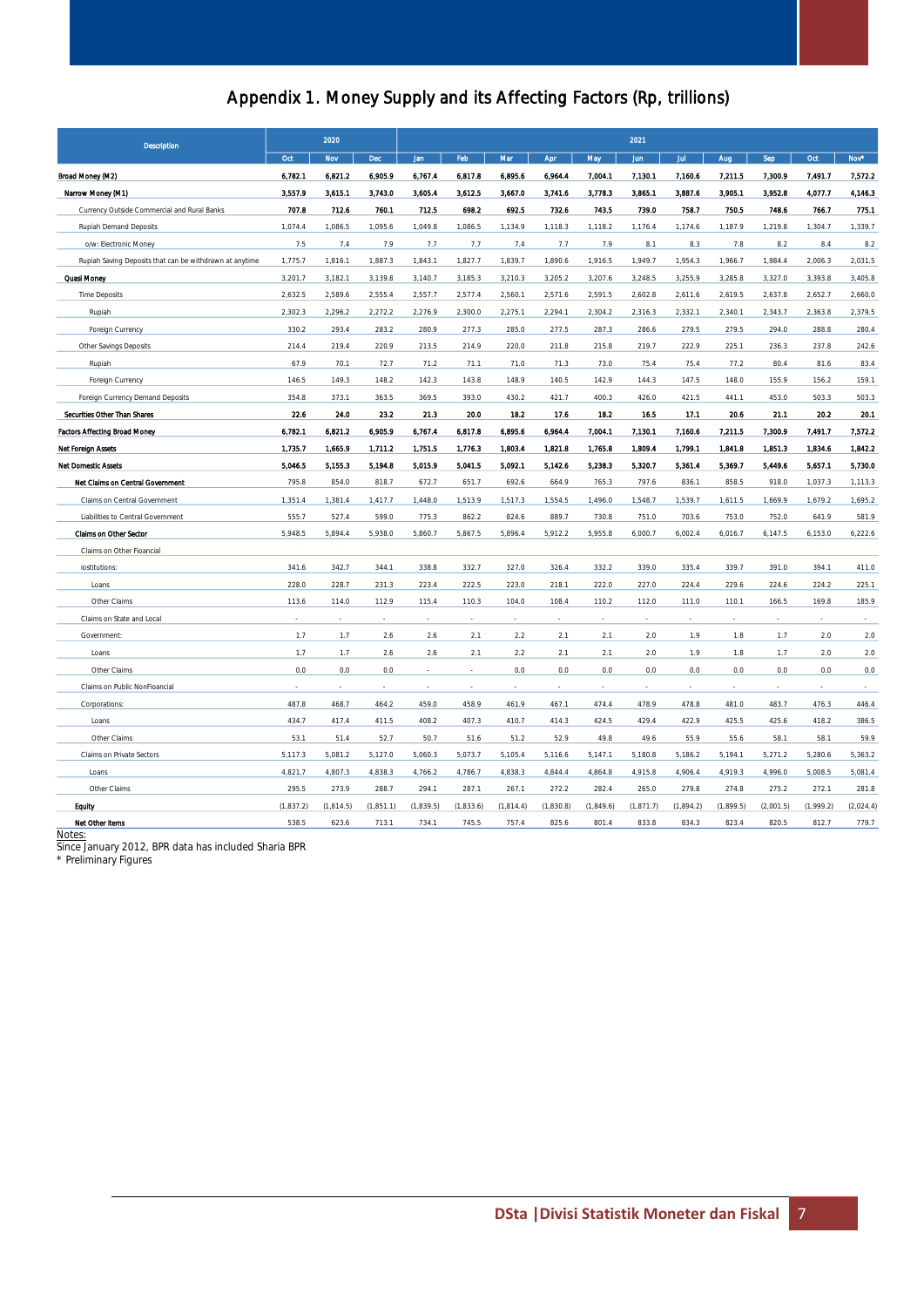# Appendix 1. Money Supply and its Affecting Factors (Rp, trillions)

| Description | 2020 | | | 2021 | | | | | | | | | | | |
|---|---|---|---|---|---|---|---|---|---|---|---|---|---|---|---|
| | Oct | Nov | Dec | Jan | Feb | Mar | Apr | May | Jun | Jul | Aug | Sep | Oct | Nov* |
| **Broad Money (M2)** | **6,782.1** | **6,821.2** | **6,905.9** | **6,767.4** | **6,817.8** | **6,895.6** | **6,964.4** | **7,004.1** | **7,130.1** | **7,160.6** | **7,211.5** | **7,300.9** | **7,491.7** | **7,572.2** |
| **Narrow Money (M1)** | **3,557.9** | **3,615.1** | **3,743.0** | **3,605.4** | **3,612.5** | **3,667.0** | **3,741.6** | **3,778.3** | **3,865.1** | **3,887.6** | **3,905.1** | **3,952.8** | **4,077.7** | **4,146.3** |
| Currency Outside Commercial and Rural Banks | 707.8 | 712.6 | 760.1 | 712.5 | 698.2 | 692.5 | 732.6 | 743.5 | 739.0 | 758.7 | 750.5 | 748.6 | 766.7 | 775.1 |
| Rupiah Demand Deposits | 1,074.4 | 1,086.5 | 1,095.6 | 1,049.8 | 1,086.5 | 1,134.9 | 1,118.3 | 1,118.2 | 1,176.4 | 1,174.6 | 1,187.9 | 1,219.8 | 1,304.7 | 1,339.7 |
| o/w: Electronic Money | 7.5 | 7.4 | 7.9 | 7.7 | 7.7 | 7.4 | 7.7 | 7.9 | 8.1 | 8.3 | 7.8 | 8.2 | 8.4 | 8.2 |
| Rupiah Saving Deposits that can be withdrawn at anytime | 1,775.7 | 1,816.1 | 1,887.3 | 1,843.1 | 1,827.7 | 1,839.7 | 1,890.6 | 1,916.5 | 1,949.7 | 1,954.3 | 1,966.7 | 1,984.4 | 2,006.3 | 2,031.5 |
| **Quasi Money** | 3,201.7 | 3,182.1 | 3,139.8 | 3,140.7 | 3,185.3 | 3,210.3 | 3,205.2 | 3,207.6 | 3,248.5 | 3,255.9 | 3,285.8 | 3,327.0 | 3,393.8 | 3,405.8 |
| Time Deposits | 2,632.5 | 2,589.6 | 2,555.4 | 2,557.7 | 2,577.4 | 2,560.1 | 2,571.6 | 2,591.5 | 2,602.8 | 2,611.6 | 2,619.5 | 2,637.8 | 2,652.7 | 2,660.0 |
| Rupiah | 2,302.3 | 2,296.2 | 2,272.2 | 2,276.9 | 2,300.0 | 2,275.1 | 2,294.1 | 2,304.2 | 2,316.3 | 2,332.1 | 2,340.1 | 2,343.7 | 2,363.8 | 2,379.5 |
| Foreign Currency | 330.2 | 293.4 | 283.2 | 280.9 | 277.3 | 285.0 | 277.5 | 287.3 | 286.6 | 279.5 | 279.5 | 294.0 | 288.8 | 280.4 |
| Other Savings Deposits | 214.4 | 219.4 | 220.9 | 213.5 | 214.9 | 220.0 | 211.8 | 215.8 | 219.7 | 222.9 | 225.1 | 236.3 | 237.8 | 242.6 |
| Rupiah | 67.9 | 70.1 | 72.7 | 71.2 | 71.1 | 71.0 | 71.3 | 73.0 | 75.4 | 75.4 | 77.2 | 80.4 | 81.6 | 83.4 |
| Foreign Currency | 146.5 | 149.3 | 148.2 | 142.3 | 143.8 | 148.9 | 140.5 | 142.9 | 144.3 | 147.5 | 148.0 | 155.9 | 156.2 | 159.1 |
| Foreign Currency Demand Deposits | 354.8 | 373.1 | 363.5 | 369.5 | 393.0 | 430.2 | 421.7 | 400.3 | 426.0 | 421.5 | 441.1 | 453.0 | 503.3 | 503.3 |
| **Securities Other Than Shares** | **22.6** | **24.0** | **23.2** | **21.3** | **20.0** | **18.2** | **17.6** | **18.2** | **16.5** | **17.1** | **20.6** | **21.1** | **20.2** | **20.1** |
| **Factors Affecting Broad Money** | **6,782.1** | **6,821.2** | **6,905.9** | **6,767.4** | **6,817.8** | **6,895.6** | **6,964.4** | **7,004.1** | **7,130.1** | **7,160.6** | **7,211.5** | **7,300.9** | **7,491.7** | **7,572.2** |
| **Net Foreign Assets** | **1,735.7** | **1,665.9** | **1,711.2** | **1,751.5** | **1,776.3** | **1,803.4** | **1,821.8** | **1,765.8** | **1,809.4** | **1,799.1** | **1,841.8** | **1,851.3** | **1,834.6** | **1,842.2** |
| **Net Domestic Assets** | **5,046.5** | **5,155.3** | **5,194.8** | **5,015.9** | **5,041.5** | **5,092.1** | **5,142.6** | **5,238.3** | **5,320.7** | **5,361.4** | **5,369.7** | **5,449.6** | **5,657.1** | **5,730.0** |
| **Net Claims on Central Government** | 795.8 | 854.0 | 818.7 | 672.7 | 651.7 | 692.6 | 664.9 | 765.3 | 797.6 | 836.1 | 858.5 | 918.0 | 1,037.3 | 1,113.3 |
| Claims on Central Government | 1,351.4 | 1,381.4 | 1,417.7 | 1,448.0 | 1,513.9 | 1,517.3 | 1,554.5 | 1,496.0 | 1,548.7 | 1,539.7 | 1,611.5 | 1,669.9 | 1,679.2 | 1,695.2 |
| Liabilities to Central Government | 555.7 | 527.4 | 599.0 | 775.3 | 862.2 | 824.6 | 889.7 | 730.8 | 751.0 | 703.6 | 753.0 | 752.0 | 641.9 | 581.9 |
| **Claims on Other Sector** | 5,948.5 | 5,894.4 | 5,938.0 | 5,860.7 | 5,867.5 | 5,896.4 | 5,912.2 | 5,955.8 | 6,000.7 | 6,002.4 | 6,016.7 | 6,147.5 | 6,153.0 | 6,222.6 |
| Claims on Other Financial institutions: | 341.6 | 342.7 | 344.1 | 338.8 | 332.7 | 327.0 | 326.4 | 332.2 | 339.0 | 335.4 | 339.7 | 391.0 | 394.1 | 411.0 |
| Loans | 228.0 | 228.7 | 231.3 | 223.4 | 222.5 | 223.0 | 218.1 | 222.0 | 227.0 | 224.4 | 229.6 | 224.6 | 224.2 | 225.1 |
| Other Claims | 113.6 | 114.0 | 112.9 | 115.4 | 110.3 | 104.0 | 108.4 | 110.2 | 112.0 | 111.0 | 110.1 | 166.5 | 169.8 | 185.9 |
| Claims on State and Local Government: | 1.7 | 1.7 | 2.6 | 2.6 | 2.1 | 2.2 | 2.1 | 2.1 | 2.0 | 1.9 | 1.8 | 1.7 | 2.0 | 2.0 |
| Loans | 1.7 | 1.7 | 2.6 | 2.6 | 2.1 | 2.2 | 2.1 | 2.1 | 2.0 | 1.9 | 1.8 | 1.7 | 2.0 | 2.0 |
| Other Claims | 0.0 | 0.0 | 0.0 | - | - | 0.0 | 0.0 | 0.0 | 0.0 | 0.0 | 0.0 | 0.0 | 0.0 | 0.0 |
| Claims on Public NonFinancial Corporations: | 487.8 | 468.7 | 464.2 | 459.0 | 458.9 | 461.9 | 467.1 | 474.4 | 478.9 | 478.8 | 481.0 | 483.7 | 476.3 | 446.4 |
| Loans | 434.7 | 417.4 | 411.5 | 408.2 | 407.3 | 410.7 | 414.3 | 424.5 | 429.4 | 422.9 | 425.5 | 425.6 | 418.2 | 386.5 |
| Other Claims | 53.1 | 51.4 | 52.7 | 50.7 | 51.6 | 51.2 | 52.9 | 49.8 | 49.6 | 55.9 | 55.6 | 58.1 | 58.1 | 59.9 |
| Claims on Private Sectors | 5,117.3 | 5,081.2 | 5,127.0 | 5,060.3 | 5,073.7 | 5,105.4 | 5,116.6 | 5,147.1 | 5,180.8 | 5,186.2 | 5,194.1 | 5,271.2 | 5,280.6 | 5,363.2 |
| Loans | 4,821.7 | 4,807.3 | 4,838.3 | 4,766.2 | 4,786.7 | 4,838.3 | 4,844.4 | 4,864.8 | 4,915.8 | 4,906.4 | 4,919.3 | 4,996.0 | 5,008.5 | 5,081.4 |
| Other Claims | 295.5 | 273.9 | 288.7 | 294.1 | 287.1 | 267.1 | 272.2 | 282.4 | 265.0 | 279.8 | 274.8 | 275.2 | 272.1 | 281.8 |
| **Equity** | (1,837.2) | (1,814.5) | (1,851.1) | (1,839.5) | (1,833.6) | (1,814.4) | (1,830.8) | (1,849.6) | (1,871.7) | (1,894.2) | (1,899.5) | (2,001.5) | (1,999.2) | (2,024.4) |
| **Net Other Items** | 538.5 | 623.6 | 713.1 | 734.1 | 745.5 | 757.4 | 825.6 | 801.4 | 833.8 | 834.3 | 823.4 | 820.5 | 812.7 | 779.7 |

Notes:
Since January 2012, BPR data has included Sharia BPR
* Preliminary Figures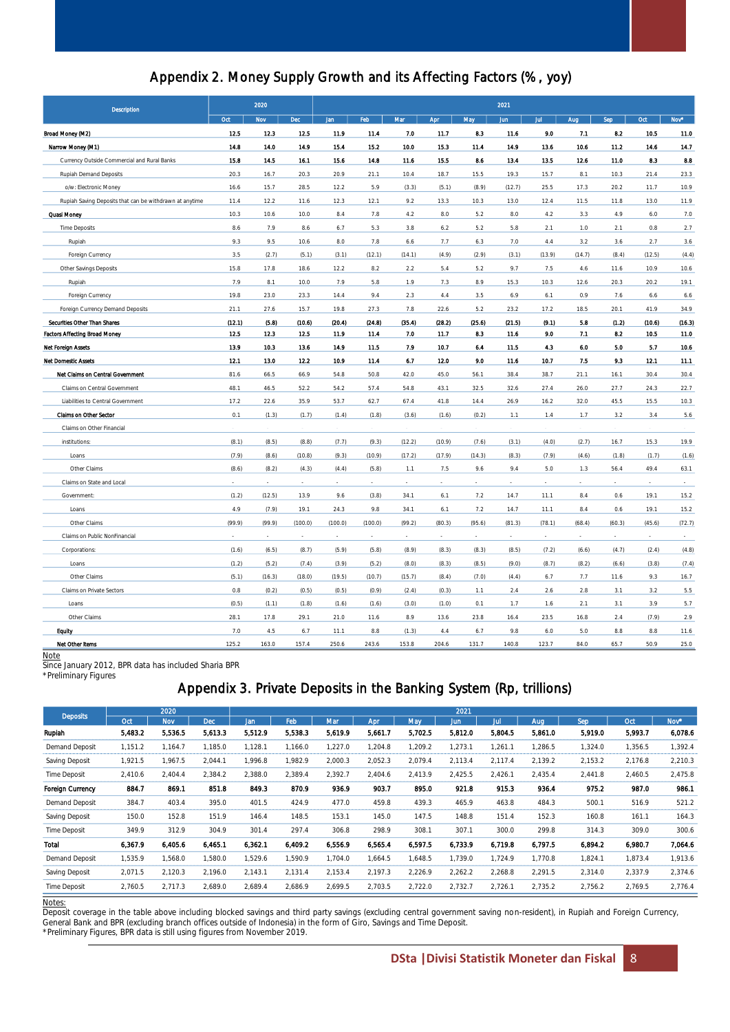## Appendix 2. Money Supply Growth and its Affecting Factors (%, yoy)

| Description | 2020 | | | 2021 | | | | | | | | | | | |
|---|---|---|---|---|---|---|---|---|---|---|---|---|---|---|---|
| | Oct | Nov | Dec | Jan | Feb | Mar | Apr | May | Jun | Jul | Aug | Sep | Oct | Nov* |
| **Broad Money (M2)** | **12.5** | **12.3** | **12.5** | **11.9** | **11.4** | **7.0** | **11.7** | **8.3** | **11.6** | **9.0** | **7.1** | **8.2** | **10.5** | **11.0** |
| **Narrow Money (M1)** | **14.8** | **14.0** | **14.9** | **15.4** | **15.2** | **10.0** | **15.3** | **11.4** | **14.9** | **13.6** | **10.6** | **11.2** | **14.6** | **14.7** |
| Currency Outside Commercial and Rural Banks | **15.8** | **14.5** | **16.1** | **15.6** | **14.8** | **11.6** | **15.5** | **8.6** | **13.4** | **13.5** | **12.6** | **11.0** | **8.3** | **8.8** |
| Rupiah Demand Deposits | 20.3 | 16.7 | 20.3 | 20.9 | 21.1 | 10.4 | 18.7 | 15.5 | 19.3 | 15.7 | 8.1 | 10.3 | 21.4 | 23.3 |
| o/w: Electronic Money | 16.6 | 15.7 | 28.5 | 12.2 | 5.9 | (3.3) | (5.1) | (8.9) | (12.7) | 25.5 | 17.3 | 20.2 | 11.7 | 10.9 |
| Rupiah Saving Deposits that can be withdrawn at anytime | 11.4 | 12.2 | 11.6 | 12.3 | 12.1 | 9.2 | 13.3 | 10.3 | 13.0 | 12.4 | 11.5 | 11.8 | 13.0 | 11.9 |
| **Quasi Money** | 10.3 | 10.6 | 10.0 | 8.4 | 7.8 | 4.2 | 8.0 | 5.2 | 8.0 | 4.2 | 3.3 | 4.9 | 6.0 | 7.0 |
| Time Deposits | 8.6 | 7.9 | 8.6 | 6.7 | 5.3 | 3.8 | 6.2 | 5.2 | 5.8 | 2.1 | 1.0 | 2.1 | 0.8 | 2.7 |
| Rupiah | 9.3 | 9.5 | 10.6 | 8.0 | 7.8 | 6.6 | 7.7 | 6.3 | 7.0 | 4.4 | 3.2 | 3.6 | 2.7 | 3.6 |
| Foreign Currency | 3.5 | (2.7) | (5.1) | (3.1) | (12.1) | (14.1) | (4.9) | (2.9) | (3.1) | (13.9) | (14.7) | (8.4) | (12.5) | (4.4) |
| Other Savings Deposits | 15.8 | 17.8 | 18.6 | 12.2 | 8.2 | 2.2 | 5.4 | 5.2 | 9.7 | 7.5 | 4.6 | 11.6 | 10.9 | 10.6 |
| Rupiah | 7.9 | 8.1 | 10.0 | 7.9 | 5.8 | 1.9 | 7.3 | 8.9 | 15.3 | 10.3 | 12.6 | 20.3 | 20.2 | 19.1 |
| Foreign Currency | 19.8 | 23.0 | 23.3 | 14.4 | 9.4 | 2.3 | 4.4 | 3.5 | 6.9 | 6.1 | 0.9 | 7.6 | 6.6 | 6.6 |
| Foreign Currency Demand Deposits | 21.1 | 27.6 | 15.7 | 19.8 | 27.3 | 7.8 | 22.6 | 5.2 | 23.2 | 17.2 | 18.5 | 20.1 | 41.9 | 34.9 |
| **Securities Other Than Shares** | **(12.1)** | **(5.8)** | **(10.6)** | **(20.4)** | **(24.8)** | **(35.4)** | **(28.2)** | **(25.6)** | **(21.5)** | **(9.1)** | **5.8** | **(1.2)** | **(10.6)** | **(16.3)** |
| **Factors Affecting Broad Money** | **12.5** | **12.3** | **12.5** | **11.9** | **11.4** | **7.0** | **11.7** | **8.3** | **11.6** | **9.0** | **7.1** | **8.2** | **10.5** | **11.0** |
| **Net Foreign Assets** | **13.9** | **10.3** | **13.6** | **14.9** | **11.5** | **7.9** | **10.7** | **6.4** | **11.5** | **4.3** | **6.0** | **5.0** | **5.7** | **10.6** |
| **Net Domestic Assets** | **12.1** | **13.0** | **12.2** | **10.9** | **11.4** | **6.7** | **12.0** | **9.0** | **11.6** | **10.7** | **7.5** | **9.3** | **12.1** | **11.1** |
| **Net Claims on Central Government** | 81.6 | 66.5 | 66.9 | 54.8 | 50.8 | 42.0 | 45.0 | 56.1 | 38.4 | 38.7 | 21.1 | 16.1 | 30.4 | 30.4 |
| Claims on Central Government | 48.1 | 46.5 | 52.2 | 54.2 | 57.4 | 54.8 | 43.1 | 32.5 | 32.6 | 27.4 | 26.0 | 27.7 | 24.3 | 22.7 |
| Liabilities to Central Government | 17.2 | 22.6 | 35.9 | 53.7 | 62.7 | 67.4 | 41.8 | 14.4 | 26.9 | 16.2 | 32.0 | 45.5 | 15.5 | 10.3 |
| **Claims on Other Sector** | 0.1 | (1.3) | (1.7) | (1.4) | (1.8) | (3.6) | (1.6) | (0.2) | 1.1 | 1.4 | 1.7 | 3.2 | 3.4 | 5.6 |
| Claims on Other Financial | - | - | - | - | - | - | - | - | - | - | - | - | - | - |
| institutions: | (8.1) | (8.5) | (8.8) | (7.7) | (9.3) | (12.2) | (10.9) | (7.6) | (3.1) | (4.0) | (2.7) | 16.7 | 15.3 | 19.9 |
| Loans | (7.9) | (8.6) | (10.8) | (9.3) | (10.9) | (17.2) | (17.9) | (14.3) | (8.3) | (7.9) | (4.6) | (1.8) | (1.7) | (1.6) |
| Other Claims | (8.6) | (8.2) | (4.3) | (4.4) | (5.8) | 1.1 | 7.5 | 9.6 | 9.4 | 5.0 | 1.3 | 56.4 | 49.4 | 63.1 |
| Claims on State and Local | - | - | - | - | - | - | - | - | - | - | - | - | - | - |
| Government: | (1.2) | (12.5) | 13.9 | 9.6 | (3.8) | 34.1 | 6.1 | 7.2 | 14.7 | 11.1 | 8.4 | 0.6 | 19.1 | 15.2 |
| Loans | 4.9 | (7.9) | 19.1 | 24.3 | 9.8 | 34.1 | 6.1 | 7.2 | 14.7 | 11.1 | 8.4 | 0.6 | 19.1 | 15.2 |
| Other Claims | (99.9) | (99.9) | (100.0) | (100.0) | (100.0) | (99.2) | (80.3) | (95.6) | (81.3) | (78.1) | (68.4) | (60.3) | (45.6) | (72.7) |
| Claims on Public NonFinancial | - | - | - | - | - | - | - | - | - | - | - | - | - | - |
| Corporations: | (1.6) | (6.5) | (8.7) | (5.9) | (5.8) | (8.9) | (8.3) | (8.3) | (8.5) | (7.2) | (6.6) | (4.7) | (2.4) | (4.8) |
| Loans | (1.2) | (5.2) | (7.4) | (3.9) | (5.2) | (8.0) | (8.3) | (8.5) | (9.0) | (8.7) | (8.2) | (6.6) | (3.8) | (7.4) |
| Other Claims | (5.1) | (16.3) | (18.0) | (19.5) | (10.7) | (15.7) | (8.4) | (7.0) | (4.4) | 6.7 | 7.7 | 11.6 | 9.3 | 16.7 |
| Claims on Private Sectors | 0.8 | (0.2) | (0.5) | (0.5) | (0.9) | (2.4) | (0.3) | 1.1 | 2.4 | 2.6 | 2.8 | 3.1 | 3.2 | 5.5 |
| Loans | (0.5) | (1.1) | (1.8) | (1.6) | (1.6) | (3.0) | (1.0) | 0.1 | 1.7 | 1.6 | 2.1 | 3.1 | 3.9 | 5.7 |
| Other Claims | 28.1 | 17.8 | 29.1 | 21.0 | 11.6 | 8.9 | 13.6 | 23.8 | 16.4 | 23.5 | 16.8 | 2.4 | (7.9) | 2.9 |
| **Equity** | 7.0 | 4.5 | 6.7 | 11.1 | 8.8 | (1.3) | 4.4 | 6.7 | 9.8 | 6.0 | 5.0 | 8.8 | 8.8 | 11.6 |
| **Net Other Items** | 125.2 | 163.0 | 157.4 | 250.6 | 243.6 | 153.8 | 204.6 | 131.7 | 140.8 | 123.7 | 84.0 | 65.7 | 50.9 | 25.0 |

Note

Since January 2012, BPR data has included Sharia BPR

*Preliminary Figures

## Appendix 3. Private Deposits in the Banking System (Rp, trillions)

| Deposits | 2020 | | | 2021 | | | | | | | | | | | |
|---|---|---|---|---|---|---|---|---|---|---|---|---|---|---|---|
| | Oct | Nov | Dec | Jan | Feb | Mar | Apr | May | Jun | Jul | Aug | Sep | Oct | Nov* |
| **Rupiah** | **5,483.2** | **5,536.5** | **5,613.3** | **5,512.9** | **5,538.3** | **5,619.9** | **5,661.7** | **5,702.5** | **5,812.0** | **5,804.5** | **5,861.0** | **5,919.0** | **5,993.7** | **6,078.6** |
| Demand Deposit | 1,151.2 | 1,164.7 | 1,185.0 | 1,128.1 | 1,166.0 | 1,227.0 | 1,204.8 | 1,209.2 | 1,273.1 | 1,261.1 | 1,286.5 | 1,324.0 | 1,356.5 | 1,392.4 |
| Saving Deposit | 1,921.5 | 1,967.5 | 2,044.1 | 1,996.8 | 1,982.9 | 2,000.3 | 2,052.3 | 2,079.4 | 2,113.4 | 2,117.4 | 2,139.2 | 2,153.2 | 2,176.8 | 2,210.3 |
| Time Deposit | 2,410.6 | 2,404.4 | 2,384.2 | 2,388.0 | 2,389.4 | 2,392.7 | 2,404.6 | 2,413.9 | 2,425.5 | 2,426.1 | 2,435.4 | 2,441.8 | 2,460.5 | 2,475.8 |
| **Foreign Currency** | **884.7** | **869.1** | **851.8** | **849.3** | **870.9** | **936.9** | **903.7** | **895.0** | **921.8** | **915.3** | **936.4** | **975.2** | **987.0** | **986.1** |
| Demand Deposit | 384.7 | 403.4 | 395.0 | 401.5 | 424.9 | 477.0 | 459.8 | 439.3 | 465.9 | 463.8 | 484.3 | 500.1 | 516.9 | 521.2 |
| Saving Deposit | 150.0 | 152.8 | 151.9 | 146.4 | 148.5 | 153.1 | 145.0 | 147.5 | 148.8 | 151.4 | 152.3 | 160.8 | 161.1 | 164.3 |
| Time Deposit | 349.9 | 312.9 | 304.9 | 301.4 | 297.4 | 306.8 | 298.9 | 308.1 | 307.1 | 300.0 | 299.8 | 314.3 | 309.0 | 300.6 |
| **Total** | **6,367.9** | **6,405.6** | **6,465.1** | **6,362.1** | **6,409.2** | **6,556.9** | **6,565.4** | **6,597.5** | **6,733.9** | **6,719.8** | **6,797.5** | **6,894.2** | **6,980.7** | **7,064.6** |
| Demand Deposit | 1,535.9 | 1,568.0 | 1,580.0 | 1,529.6 | 1,590.9 | 1,704.0 | 1,664.5 | 1,648.5 | 1,739.0 | 1,724.9 | 1,770.8 | 1,824.1 | 1,873.4 | 1,913.6 |
| Saving Deposit | 2,071.5 | 2,120.3 | 2,196.0 | 2,143.1 | 2,131.4 | 2,153.4 | 2,197.3 | 2,226.9 | 2,262.2 | 2,268.8 | 2,291.5 | 2,314.0 | 2,337.9 | 2,374.6 |
| Time Deposit | 2,760.5 | 2,717.3 | 2,689.0 | 2,689.4 | 2,686.9 | 2,699.5 | 2,703.5 | 2,722.0 | 2,732.7 | 2,726.1 | 2,735.2 | 2,756.2 | 2,769.5 | 2,776.4 |

Notes:

Deposit coverage in the table above including blocked savings and third party savings (excluding central government saving non-resident), in Rupiah and Foreign Currency, General Bank and BPR (excluding branch offices outside of Indonesia) in the form of Giro, Savings and Time Deposit.

*Preliminary Figures, BPR data is still using figures from November 2019.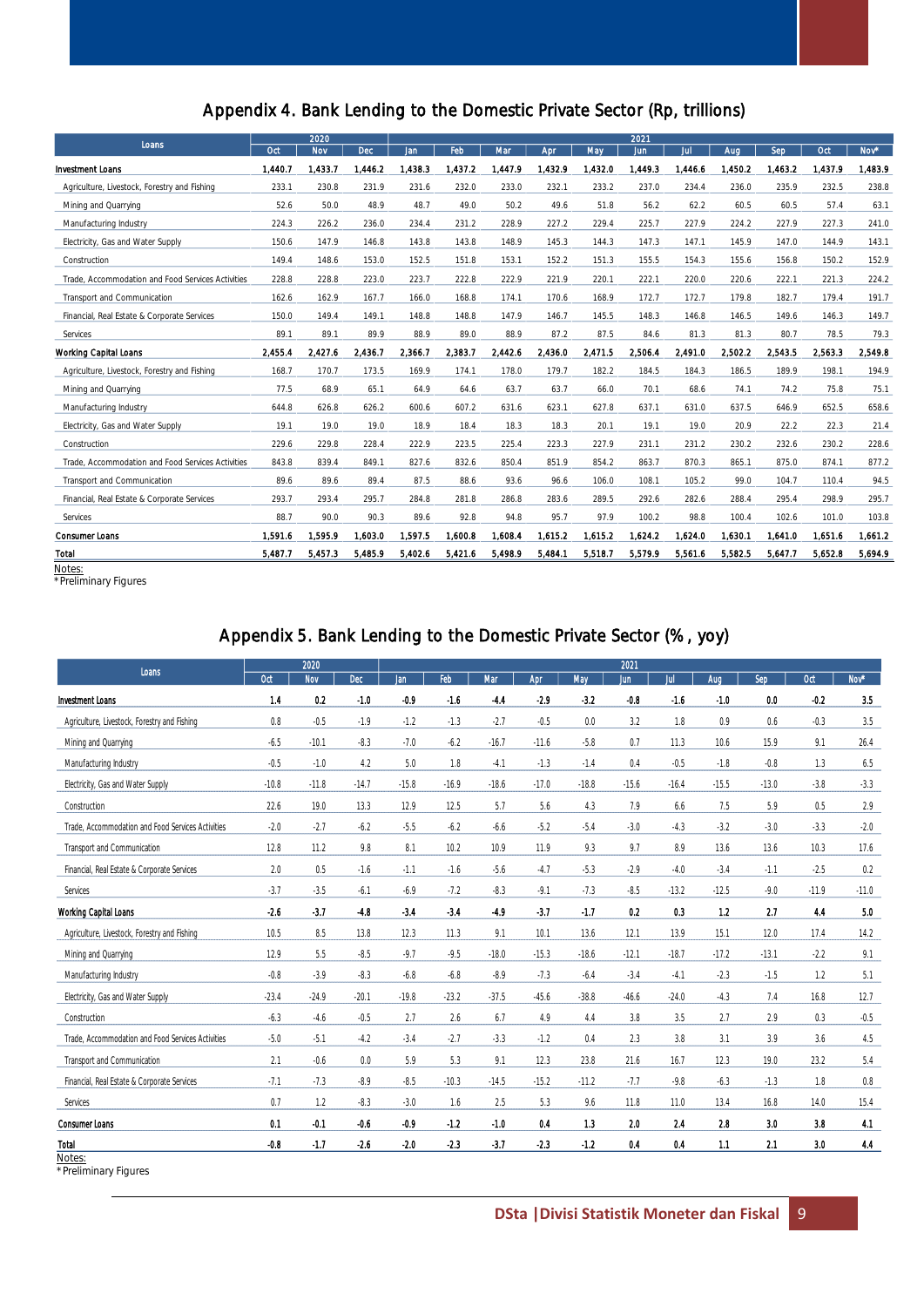## Appendix 4. Bank Lending to the Domestic Private Sector (Rp, trillions)

| Loans | 2020 | | | 2021 | | | | | | | | | | |
|---|---|---|---|---|---|---|---|---|---|---|---|---|---|---|
| | Oct | Nov | Dec | Jan | Feb | Mar | Apr | May | Jun | Jul | Aug | Sep | Oct | Nov* |
| **Investment Loans** | **1,440.7** | **1,433.7** | **1,446.2** | **1,438.3** | **1,437.2** | **1,447.9** | **1,432.9** | **1,432.0** | **1,449.3** | **1,446.6** | **1,450.2** | **1,463.2** | **1,437.9** | **1,483.9** |
| Agriculture, Livestock, Forestry and Fishing | 233.1 | 230.8 | 231.9 | 231.6 | 232.0 | 233.0 | 232.1 | 233.2 | 237.0 | 234.4 | 236.0 | 235.9 | 232.5 | 238.8 |
| Mining and Quarrying | 52.6 | 50.0 | 48.9 | 48.7 | 49.0 | 50.2 | 49.6 | 51.8 | 56.2 | 62.2 | 60.5 | 60.5 | 57.4 | 63.1 |
| Manufacturing Industry | 224.3 | 226.2 | 236.0 | 234.4 | 231.2 | 228.9 | 227.2 | 229.4 | 225.7 | 227.9 | 224.2 | 227.9 | 227.3 | 241.0 |
| Electricity, Gas and Water Supply | 150.6 | 147.9 | 146.8 | 143.8 | 143.8 | 148.9 | 145.3 | 144.3 | 147.3 | 147.1 | 145.9 | 147.0 | 144.9 | 143.1 |
| Construction | 149.4 | 148.6 | 153.0 | 152.5 | 151.8 | 153.1 | 152.2 | 151.3 | 155.5 | 154.3 | 155.6 | 156.8 | 150.2 | 152.9 |
| Trade, Accommodation and Food Services Activities | 228.8 | 228.8 | 223.0 | 223.7 | 222.8 | 222.9 | 221.9 | 220.1 | 222.1 | 220.0 | 220.6 | 222.1 | 221.3 | 224.2 |
| Transport and Communication | 162.6 | 162.9 | 167.7 | 166.0 | 168.8 | 174.1 | 170.6 | 168.9 | 172.7 | 172.7 | 179.8 | 182.7 | 179.4 | 191.7 |
| Financial, Real Estate & Corporate Services | 150.0 | 149.4 | 149.1 | 148.8 | 148.8 | 147.9 | 146.7 | 145.5 | 148.3 | 146.8 | 146.5 | 149.6 | 146.3 | 149.7 |
| Services | 89.1 | 89.1 | 89.9 | 88.9 | 89.0 | 88.9 | 87.2 | 87.5 | 84.6 | 81.3 | 81.3 | 80.7 | 78.5 | 79.3 |
| **Working Capital Loans** | **2,455.4** | **2,427.6** | **2,436.7** | **2,366.7** | **2,383.7** | **2,442.6** | **2,436.0** | **2,471.5** | **2,506.4** | **2,491.0** | **2,502.2** | **2,543.5** | **2,563.3** | **2,549.8** |
| Agriculture, Livestock, Forestry and Fishing | 168.7 | 170.7 | 173.5 | 169.9 | 174.1 | 178.0 | 179.7 | 182.2 | 184.5 | 184.3 | 186.5 | 189.9 | 198.1 | 194.9 |
| Mining and Quarrying | 77.5 | 68.9 | 65.1 | 64.9 | 64.6 | 63.7 | 63.7 | 66.0 | 70.1 | 68.6 | 74.1 | 74.2 | 75.8 | 75.1 |
| Manufacturing Industry | 644.8 | 626.8 | 626.2 | 600.6 | 607.2 | 631.6 | 623.1 | 627.8 | 637.1 | 631.0 | 637.5 | 646.9 | 652.5 | 658.6 |
| Electricity, Gas and Water Supply | 19.1 | 19.0 | 19.0 | 18.9 | 18.4 | 18.3 | 18.3 | 20.1 | 19.1 | 19.0 | 20.9 | 22.2 | 22.3 | 21.4 |
| Construction | 229.6 | 229.8 | 228.4 | 222.9 | 223.5 | 225.4 | 223.3 | 227.9 | 231.1 | 231.2 | 230.2 | 232.6 | 230.2 | 228.6 |
| Trade, Accommodation and Food Services Activities | 843.8 | 839.4 | 849.1 | 827.6 | 832.6 | 850.4 | 851.9 | 854.2 | 863.7 | 870.3 | 865.1 | 875.0 | 874.1 | 877.2 |
| Transport and Communication | 89.6 | 89.6 | 89.4 | 87.5 | 88.6 | 93.6 | 96.6 | 106.0 | 108.1 | 105.2 | 99.0 | 104.7 | 110.4 | 94.5 |
| Financial, Real Estate & Corporate Services | 293.7 | 293.4 | 295.7 | 284.8 | 281.8 | 286.8 | 283.6 | 289.5 | 292.6 | 282.6 | 288.4 | 295.4 | 298.9 | 295.7 |
| Services | 88.7 | 90.0 | 90.3 | 89.6 | 92.8 | 94.8 | 95.7 | 97.9 | 100.2 | 98.8 | 100.4 | 102.6 | 101.0 | 103.8 |
| **Consumer Loans** | **1,591.6** | **1,595.9** | **1,603.0** | **1,597.5** | **1,600.8** | **1,608.4** | **1,615.2** | **1,615.2** | **1,624.2** | **1,624.0** | **1,630.1** | **1,641.0** | **1,651.6** | **1,661.2** |
| **Total** | **5,487.7** | **5,457.3** | **5,485.9** | **5,402.6** | **5,421.6** | **5,498.9** | **5,484.1** | **5,518.7** | **5,579.9** | **5,561.6** | **5,582.5** | **5,647.7** | **5,652.8** | **5,694.9** |

Notes:
*Preliminary Figures

## Appendix 5. Bank Lending to the Domestic Private Sector (%, yoy)

| Loans | 2020 | | | 2021 | | | | | | | | | | |
|---|---|---|---|---|---|---|---|---|---|---|---|---|---|---|
| | Oct | Nov | Dec | Jan | Feb | Mar | Apr | May | Jun | Jul | Aug | Sep | Oct | Nov* |
| **Investment Loans** | **1.4** | **0.2** | **-1.0** | **-0.9** | **-1.6** | **-4.4** | **-2.9** | **-3.2** | **-0.8** | **-1.6** | **-1.0** | **0.0** | **-0.2** | **3.5** |
| Agriculture, Livestock, Forestry and Fishing | 0.8 | -0.5 | -1.9 | -1.2 | -1.3 | -2.7 | -0.5 | 0.0 | 3.2 | 1.8 | 0.9 | 0.6 | -0.3 | 3.5 |
| Mining and Quarrying | -6.5 | -10.1 | -8.3 | -7.0 | -6.2 | -16.7 | -11.6 | -5.8 | 0.7 | 11.3 | 10.6 | 15.9 | 9.1 | 26.4 |
| Manufacturing Industry | -0.5 | -1.0 | 4.2 | 5.0 | 1.8 | -4.1 | -1.3 | -1.4 | 0.4 | -0.5 | -1.8 | -0.8 | 1.3 | 6.5 |
| Electricity, Gas and Water Supply | -10.8 | -11.8 | -14.7 | -15.8 | -16.9 | -18.6 | -17.0 | -18.8 | -15.6 | -16.4 | -15.5 | -13.0 | -3.8 | -3.3 |
| Construction | 22.6 | 19.0 | 13.3 | 12.9 | 12.5 | 5.7 | 5.6 | 4.3 | 7.9 | 6.6 | 7.5 | 5.9 | 0.5 | 2.9 |
| Trade, Accommodation and Food Services Activities | -2.0 | -2.7 | -6.2 | -5.5 | -6.2 | -6.6 | -5.2 | -5.4 | -3.0 | -4.3 | -3.2 | -3.0 | -3.3 | -2.0 |
| Transport and Communication | 12.8 | 11.2 | 9.8 | 8.1 | 10.2 | 10.9 | 11.9 | 9.3 | 9.7 | 8.9 | 13.6 | 13.6 | 10.3 | 17.6 |
| Financial, Real Estate & Corporate Services | 2.0 | 0.5 | -1.6 | -1.1 | -1.6 | -5.6 | -4.7 | -5.3 | -2.9 | -4.0 | -3.4 | -1.1 | -2.5 | 0.2 |
| Services | -3.7 | -3.5 | -6.1 | -6.9 | -7.2 | -8.3 | -9.1 | -7.3 | -8.5 | -13.2 | -12.5 | -9.0 | -11.9 | -11.0 |
| **Working Capital Loans** | **-2.6** | **-3.7** | **-4.8** | **-3.4** | **-3.4** | **-4.9** | **-3.7** | **-1.7** | **0.2** | **0.3** | **1.2** | **2.7** | **4.4** | **5.0** |
| Agriculture, Livestock, Forestry and Fishing | 10.5 | 8.5 | 13.8 | 12.3 | 11.3 | 9.1 | 10.1 | 13.6 | 12.1 | 13.9 | 15.1 | 12.0 | 17.4 | 14.2 |
| Mining and Quarrying | 12.9 | 5.5 | -8.5 | -9.7 | -9.5 | -18.0 | -15.3 | -18.6 | -12.1 | -18.7 | -17.2 | -13.1 | -2.2 | 9.1 |
| Manufacturing Industry | -0.8 | -3.9 | -8.3 | -6.8 | -6.8 | -8.9 | -7.3 | -6.4 | -3.4 | -4.1 | -2.3 | -1.5 | 1.2 | 5.1 |
| Electricity, Gas and Water Supply | -23.4 | -24.9 | -20.1 | -19.8 | -23.2 | -37.5 | -45.6 | -38.8 | -46.6 | -24.0 | -4.3 | 7.4 | 16.8 | 12.7 |
| Construction | -6.3 | -4.6 | -0.5 | 2.7 | 2.6 | 6.7 | 4.9 | 4.4 | 3.8 | 3.5 | 2.7 | 2.9 | 0.3 | -0.5 |
| Trade, Accommodation and Food Services Activities | -5.0 | -5.1 | -4.2 | -3.4 | -2.7 | -3.3 | -1.2 | 0.4 | 2.3 | 3.8 | 3.1 | 3.9 | 3.6 | 4.5 |
| Transport and Communication | 2.1 | -0.6 | 0.0 | 5.9 | 5.3 | 9.1 | 12.3 | 23.8 | 21.6 | 16.7 | 12.3 | 19.0 | 23.2 | 5.4 |
| Financial, Real Estate & Corporate Services | -7.1 | -7.3 | -8.9 | -8.5 | -10.3 | -14.5 | -15.2 | -11.2 | -7.7 | -9.8 | -6.3 | -1.3 | 1.8 | 0.8 |
| Services | 0.7 | 1.2 | -8.3 | -3.0 | 1.6 | 2.5 | 5.3 | 9.6 | 11.8 | 11.0 | 13.4 | 16.8 | 14.0 | 15.4 |
| **Consumer Loans** | **0.1** | **-0.1** | **-0.6** | **-0.9** | **-1.2** | **-1.0** | **0.4** | **1.3** | **2.0** | **2.4** | **2.8** | **3.0** | **3.8** | **4.1** |
| **Total** | **-0.8** | **-1.7** | **-2.6** | **-2.0** | **-2.3** | **-3.7** | **-2.3** | **-1.2** | **0.4** | **0.4** | **1.1** | **2.1** | **3.0** | **4.4** |

Notes:
*Preliminary Figures